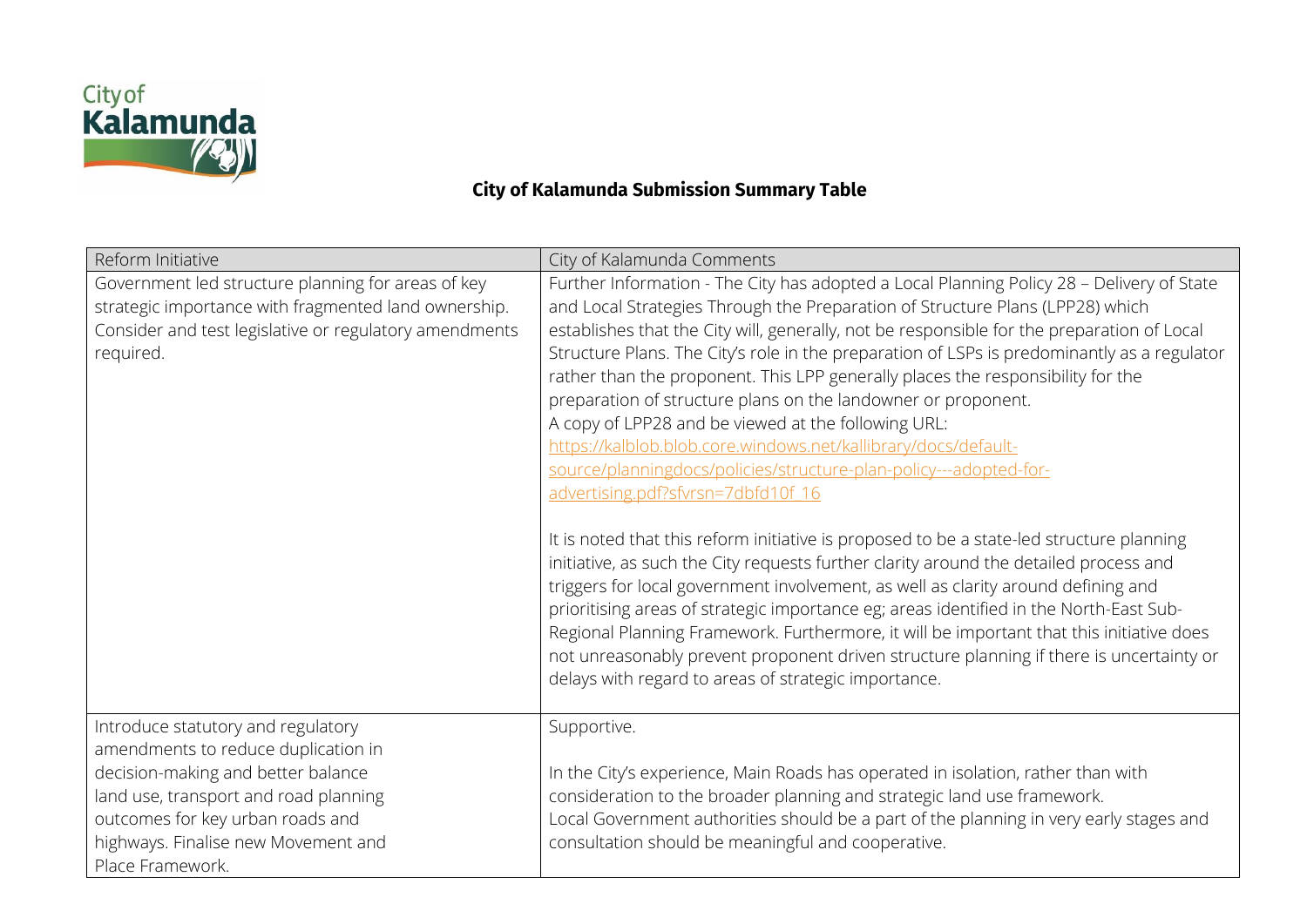# City of Kalamunda Submission Summary Table

| Reform Initiative | City of Kalamunda Comments |
| --- | --- |
| Government led structure planning for areas of key strategic importance with fragmented land ownership. Consider and test legislative or regulatory amendments required. | Further Information - The City has adopted a Local Planning Policy 28 – Delivery of State and Local Strategies Through the Preparation of Structure Plans (LPP28) which establishes that the City will, generally, not be responsible for the preparation of Local Structure Plans. The City's role in the preparation of LSPs is predominantly as a regulator rather than the proponent. This LPP generally places the responsibility for the preparation of structure plans on the landowner or proponent.<br>A copy of LPP28 and be viewed at the following URL:<br>https://kalblob.blob.core.windows.net/kallibrary/docs/default-source/planningdocs/policies/structure-plan-policy---adopted-for-advertising.pdf?sfvrsn=7dbfd10f_16<br><br>It is noted that this reform initiative is proposed to be a state-led structure planning initiative, as such the City requests further clarity around the detailed process and triggers for local government involvement, as well as clarity around defining and prioritising areas of strategic importance eg; areas identified in the North-East Sub-Regional Planning Framework. Furthermore, it will be important that this initiative does not unreasonably prevent proponent driven structure planning if there is uncertainty or delays with regard to areas of strategic importance. |
| Introduce statutory and regulatory amendments to reduce duplication in decision-making and better balance land use, transport and road planning outcomes for key urban roads and highways. Finalise new Movement and Place Framework. | Supportive.<br><br>In the City's experience, Main Roads has operated in isolation, rather than with consideration to the broader planning and strategic land use framework.<br>Local Government authorities should be a part of the planning in very early stages and consultation should be meaningful and cooperative. |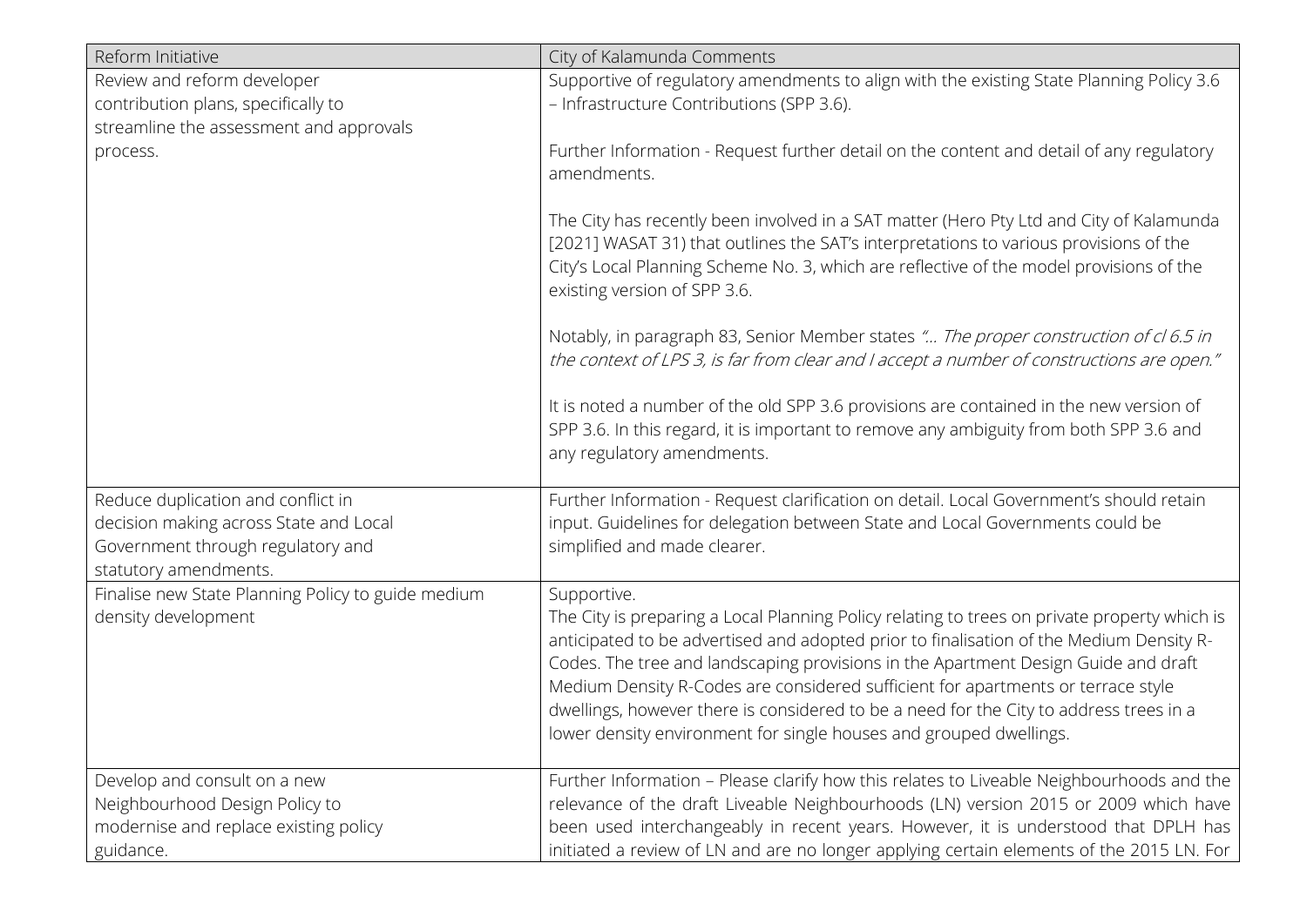| Reform Initiative | City of Kalamunda Comments |
| --- | --- |
| Review and reform developer contribution plans, specifically to streamline the assessment and approvals process. | Supportive of regulatory amendments to align with the existing State Planning Policy 3.6 – Infrastructure Contributions (SPP 3.6).<br><br>Further Information - Request further detail on the content and detail of any regulatory amendments.<br><br>The City has recently been involved in a SAT matter (Hero Pty Ltd and City of Kalamunda [2021] WASAT 31) that outlines the SAT's interpretations to various provisions of the City's Local Planning Scheme No. 3, which are reflective of the model provisions of the existing version of SPP 3.6.<br><br>Notably, in paragraph 83, Senior Member states *"... The proper construction of cl 6.5 in the context of LPS 3, is far from clear and I accept a number of constructions are open."*<br><br>It is noted a number of the old SPP 3.6 provisions are contained in the new version of SPP 3.6. In this regard, it is important to remove any ambiguity from both SPP 3.6 and any regulatory amendments. |
| Reduce duplication and conflict in decision making across State and Local Government through regulatory and statutory amendments. | Further Information - Request clarification on detail. Local Government's should retain input. Guidelines for delegation between State and Local Governments could be simplified and made clearer. |
| Finalise new State Planning Policy to guide medium density development | Supportive.<br>The City is preparing a Local Planning Policy relating to trees on private property which is anticipated to be advertised and adopted prior to finalisation of the Medium Density R-Codes. The tree and landscaping provisions in the Apartment Design Guide and draft Medium Density R-Codes are considered sufficient for apartments or terrace style dwellings, however there is considered to be a need for the City to address trees in a lower density environment for single houses and grouped dwellings. |
| Develop and consult on a new Neighbourhood Design Policy to modernise and replace existing policy guidance. | Further Information – Please clarify how this relates to Liveable Neighbourhoods and the relevance of the draft Liveable Neighbourhoods (LN) version 2015 or 2009 which have been used interchangeably in recent years. However, it is understood that DPLH has initiated a review of LN and are no longer applying certain elements of the 2015 LN. For |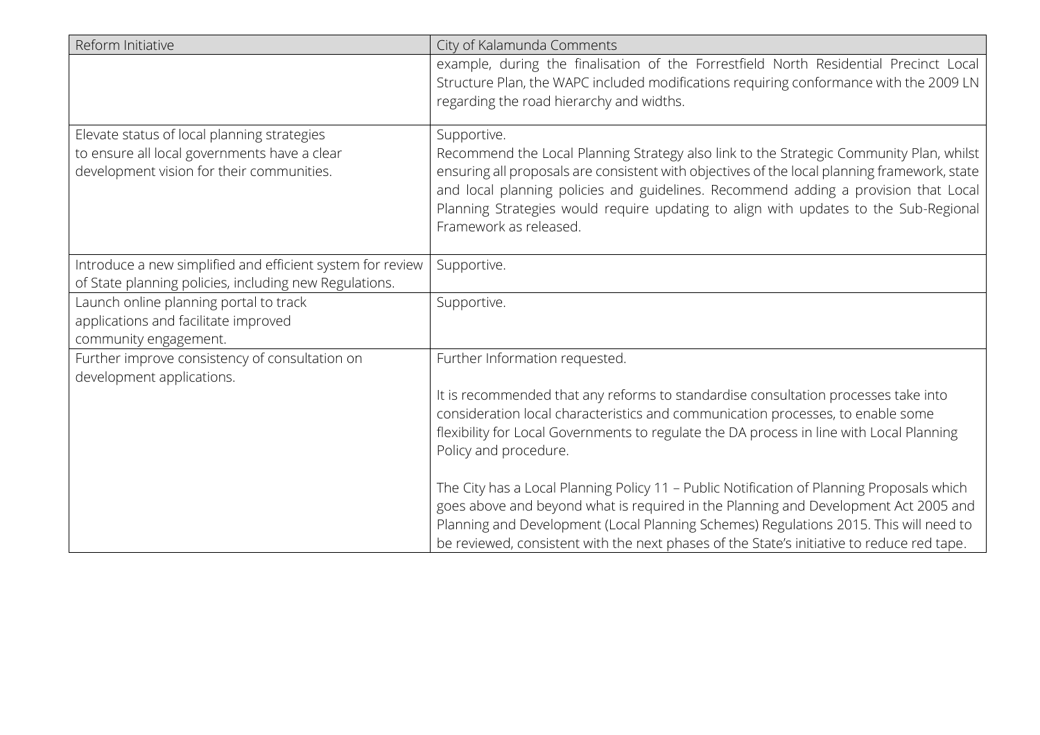| Reform Initiative | City of Kalamunda Comments |
| --- | --- |
| | example, during the finalisation of the Forrestfield North Residential Precinct Local Structure Plan, the WAPC included modifications requiring conformance with the 2009 LN regarding the road hierarchy and widths. |
| Elevate status of local planning strategies to ensure all local governments have a clear development vision for their communities. | Supportive.<br>Recommend the Local Planning Strategy also link to the Strategic Community Plan, whilst ensuring all proposals are consistent with objectives of the local planning framework, state and local planning policies and guidelines. Recommend adding a provision that Local Planning Strategies would require updating to align with updates to the Sub-Regional Framework as released. |
| Introduce a new simplified and efficient system for review of State planning policies, including new Regulations. | Supportive. |
| Launch online planning portal to track applications and facilitate improved community engagement. | Supportive. |
| Further improve consistency of consultation on development applications. | Further Information requested.<br><br>It is recommended that any reforms to standardise consultation processes take into consideration local characteristics and communication processes, to enable some flexibility for Local Governments to regulate the DA process in line with Local Planning Policy and procedure.<br><br>The City has a Local Planning Policy 11 – Public Notification of Planning Proposals which goes above and beyond what is required in the Planning and Development Act 2005 and Planning and Development (Local Planning Schemes) Regulations 2015. This will need to be reviewed, consistent with the next phases of the State's initiative to reduce red tape. |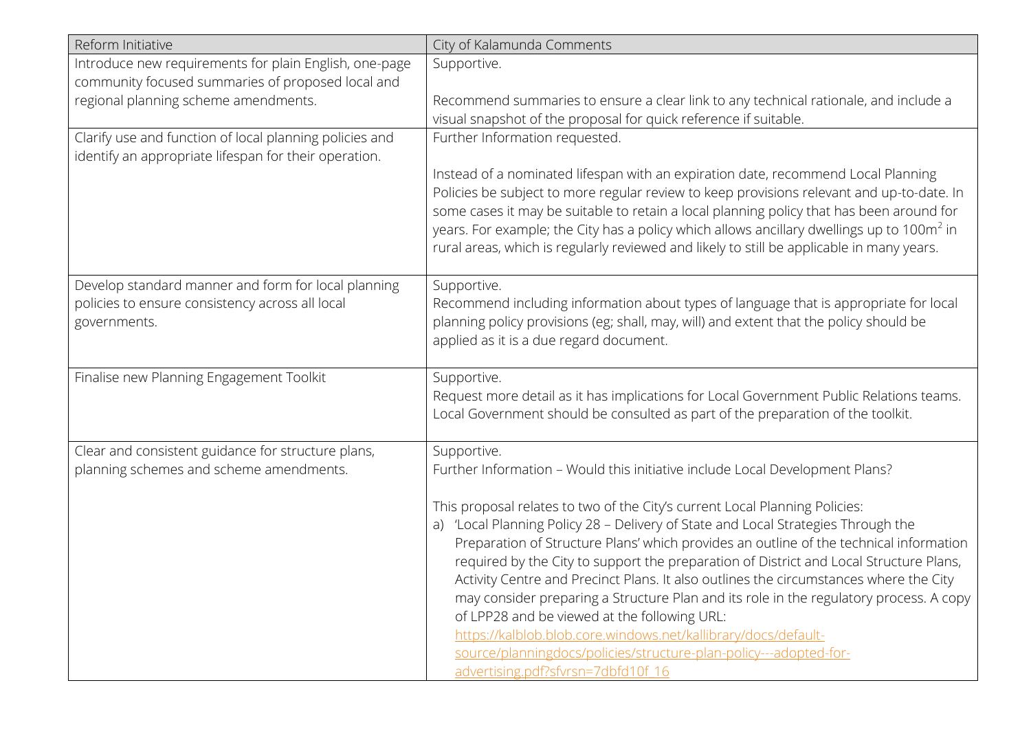| Reform Initiative | City of Kalamunda Comments |
|---|---|
| Introduce new requirements for plain English, one-page community focused summaries of proposed local and regional planning scheme amendments. | Supportive.<br><br>Recommend summaries to ensure a clear link to any technical rationale, and include a visual snapshot of the proposal for quick reference if suitable. |
| Clarify use and function of local planning policies and identify an appropriate lifespan for their operation. | Further Information requested.<br><br>Instead of a nominated lifespan with an expiration date, recommend Local Planning Policies be subject to more regular review to keep provisions relevant and up-to-date. In some cases it may be suitable to retain a local planning policy that has been around for years. For example; the City has a policy which allows ancillary dwellings up to 100m$^2$ in rural areas, which is regularly reviewed and likely to still be applicable in many years. |
| Develop standard manner and form for local planning policies to ensure consistency across all local governments. | Supportive.<br>Recommend including information about types of language that is appropriate for local planning policy provisions (eg; shall, may, will) and extent that the policy should be applied as it is a due regard document. |
| Finalise new Planning Engagement Toolkit | Supportive.<br>Request more detail as it has implications for Local Government Public Relations teams. Local Government should be consulted as part of the preparation of the toolkit. |
| Clear and consistent guidance for structure plans, planning schemes and scheme amendments. | Supportive.<br>Further Information – Would this initiative include Local Development Plans?<br><br>This proposal relates to two of the City's current Local Planning Policies:<br>a) 'Local Planning Policy 28 – Delivery of State and Local Strategies Through the Preparation of Structure Plans' which provides an outline of the technical information required by the City to support the preparation of District and Local Structure Plans, Activity Centre and Precinct Plans. It also outlines the circumstances where the City may consider preparing a Structure Plan and its role in the regulatory process. A copy of LPP28 and be viewed at the following URL: https://kalblob.blob.core.windows.net/kallibrary/docs/default-source/planningdocs/policies/structure-plan-policy---adopted-for-advertising.pdf?sfvrsn=7dbfd10f_16 |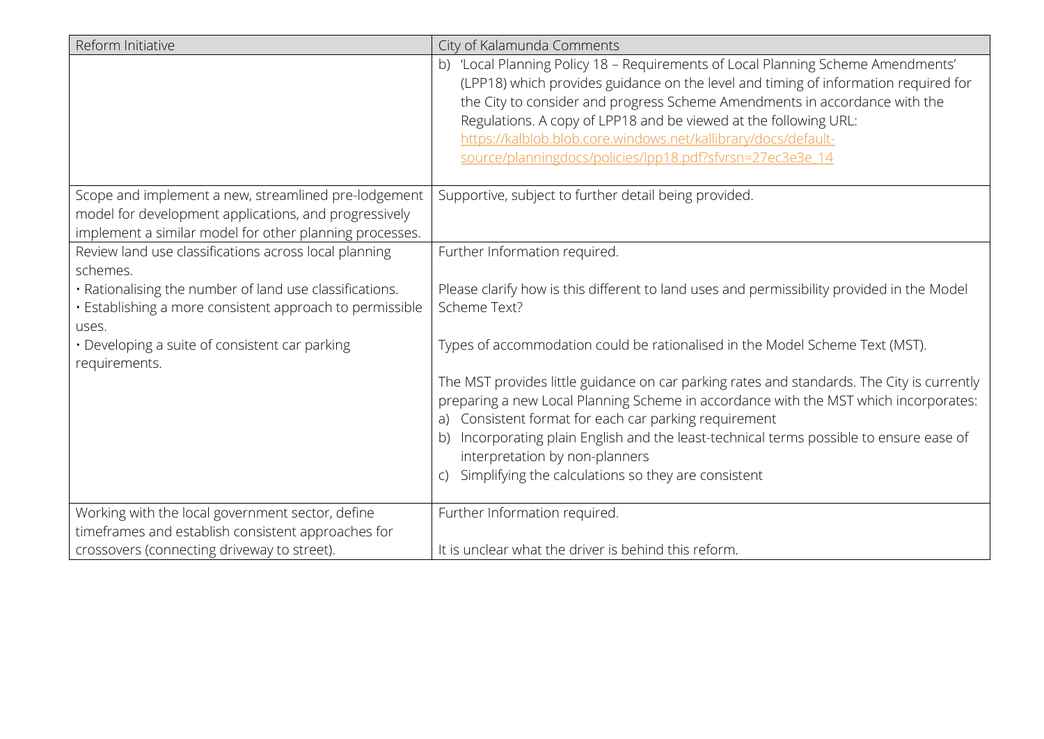| Reform Initiative | City of Kalamunda Comments |
| --- | --- |
| | b) 'Local Planning Policy 18 – Requirements of Local Planning Scheme Amendments' (LPP18) which provides guidance on the level and timing of information required for the City to consider and progress Scheme Amendments in accordance with the Regulations. A copy of LPP18 and be viewed at the following URL: [https://kalblob.blob.core.windows.net/kallibrary/docs/default-source/planningdocs/policies/lpp18.pdf?sfvrsn=27ec3e3e_14](https://kalblob.blob.core.windows.net/kallibrary/docs/default-source/planningdocs/policies/lpp18.pdf?sfvrsn=27ec3e3e_14) |
| Scope and implement a new, streamlined pre-lodgement model for development applications, and progressively implement a similar model for other planning processes. | Supportive, subject to further detail being provided. |
| Review land use classifications across local planning schemes.<br>• Rationalising the number of land use classifications.<br>• Establishing a more consistent approach to permissible uses.<br>• Developing a suite of consistent car parking requirements. | Further Information required.<br><br>Please clarify how is this different to land uses and permissibility provided in the Model Scheme Text?<br><br>Types of accommodation could be rationalised in the Model Scheme Text (MST).<br><br>The MST provides little guidance on car parking rates and standards. The City is currently preparing a new Local Planning Scheme in accordance with the MST which incorporates:<br>a) Consistent format for each car parking requirement<br>b) Incorporating plain English and the least-technical terms possible to ensure ease of interpretation by non-planners<br>c) Simplifying the calculations so they are consistent |
| Working with the local government sector, define timeframes and establish consistent approaches for crossovers (connecting driveway to street). | Further Information required.<br><br>It is unclear what the driver is behind this reform. |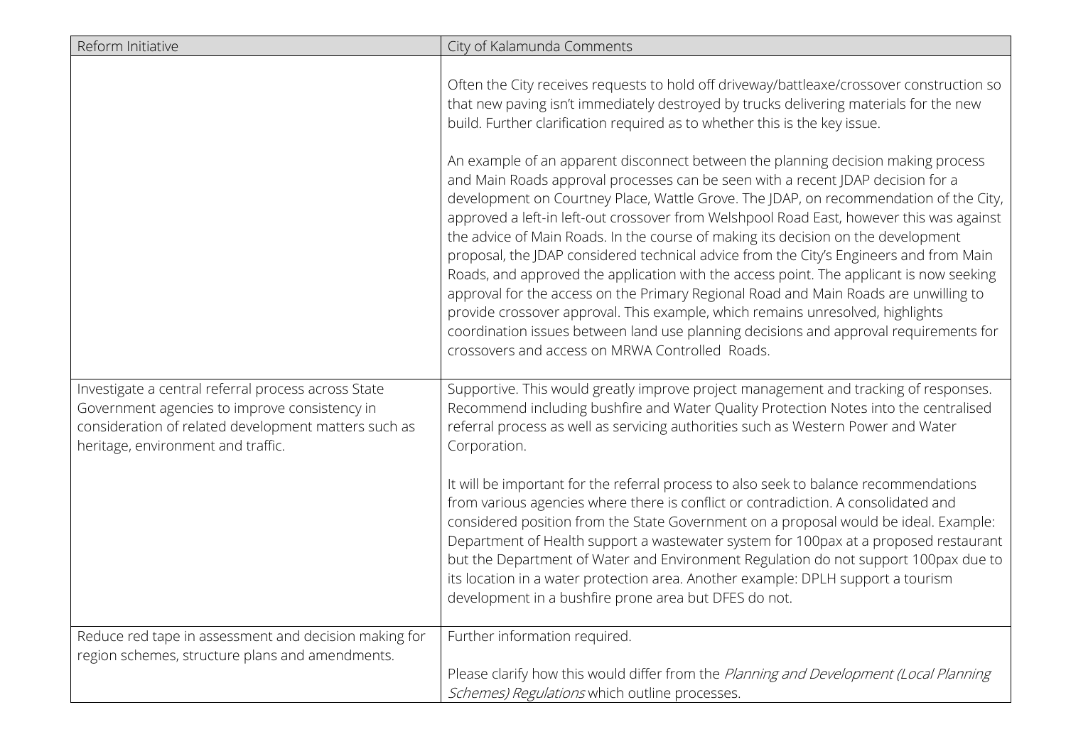| Reform Initiative | City of Kalamunda Comments |
| --- | --- |
| | Often the City receives requests to hold off driveway/battleaxe/crossover construction so that new paving isn't immediately destroyed by trucks delivering materials for the new build. Further clarification required as to whether this is the key issue.<br><br>An example of an apparent disconnect between the planning decision making process and Main Roads approval processes can be seen with a recent JDAP decision for a development on Courtney Place, Wattle Grove. The JDAP, on recommendation of the City, approved a left-in left-out crossover from Welshpool Road East, however this was against the advice of Main Roads. In the course of making its decision on the development proposal, the JDAP considered technical advice from the City's Engineers and from Main Roads, and approved the application with the access point. The applicant is now seeking approval for the access on the Primary Regional Road and Main Roads are unwilling to provide crossover approval. This example, which remains unresolved, highlights coordination issues between land use planning decisions and approval requirements for crossovers and access on MRWA Controlled Roads. |
| Investigate a central referral process across State Government agencies to improve consistency in consideration of related development matters such as heritage, environment and traffic. | Supportive. This would greatly improve project management and tracking of responses. Recommend including bushfire and Water Quality Protection Notes into the centralised referral process as well as servicing authorities such as Western Power and Water Corporation.<br><br>It will be important for the referral process to also seek to balance recommendations from various agencies where there is conflict or contradiction. A consolidated and considered position from the State Government on a proposal would be ideal. Example: Department of Health support a wastewater system for 100pax at a proposed restaurant but the Department of Water and Environment Regulation do not support 100pax due to its location in a water protection area. Another example: DPLH support a tourism development in a bushfire prone area but DFES do not. |
| Reduce red tape in assessment and decision making for region schemes, structure plans and amendments. | Further information required.<br><br>Please clarify how this would differ from the *Planning and Development (Local Planning Schemes) Regulations* which outline processes. |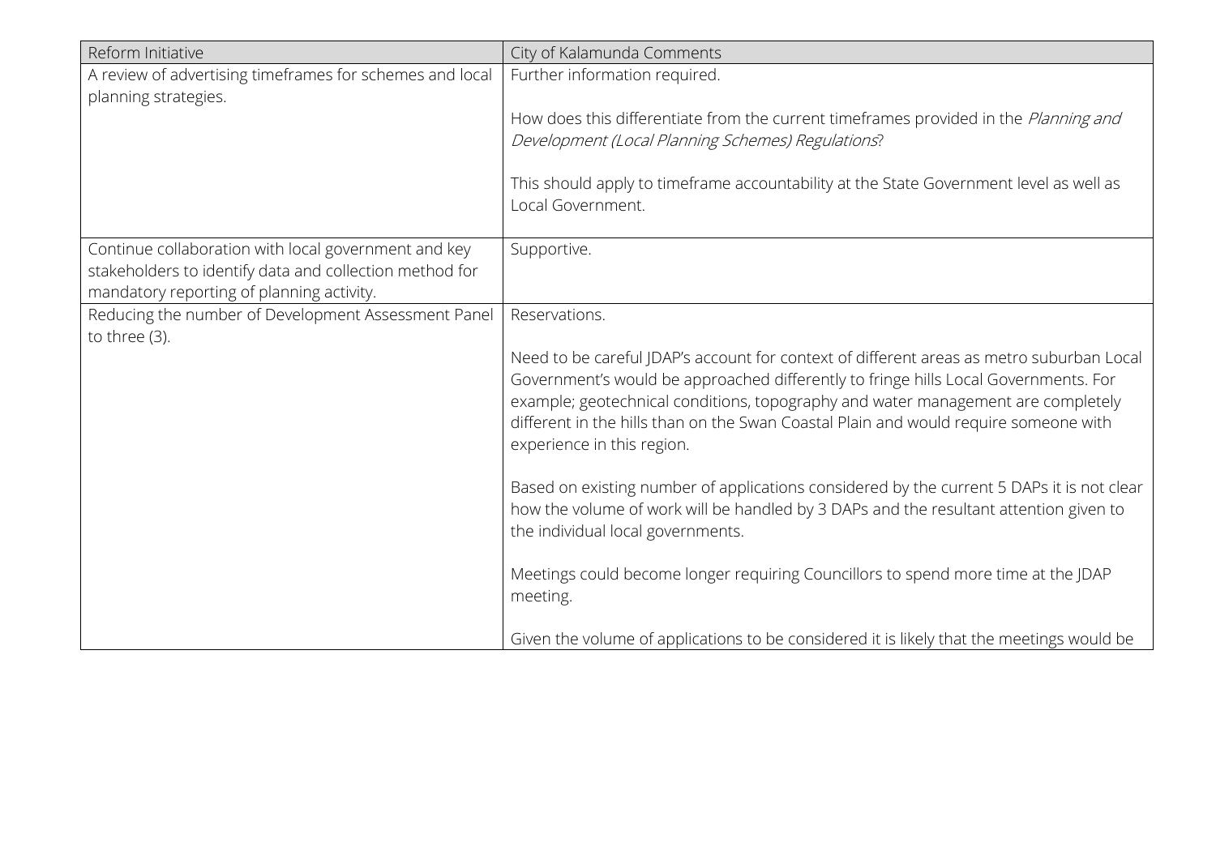| Reform Initiative | City of Kalamunda Comments |
|---|---|
| A review of advertising timeframes for schemes and local planning strategies. | Further information required.<br><br>How does this differentiate from the current timeframes provided in the *Planning and Development (Local Planning Schemes) Regulations*?<br><br>This should apply to timeframe accountability at the State Government level as well as Local Government. |
| Continue collaboration with local government and key stakeholders to identify data and collection method for mandatory reporting of planning activity. | Supportive. |
| Reducing the number of Development Assessment Panel to three (3). | Reservations.<br><br>Need to be careful JDAP's account for context of different areas as metro suburban Local Government's would be approached differently to fringe hills Local Governments. For example; geotechnical conditions, topography and water management are completely different in the hills than on the Swan Coastal Plain and would require someone with experience in this region.<br><br>Based on existing number of applications considered by the current 5 DAPs it is not clear how the volume of work will be handled by 3 DAPs and the resultant attention given to the individual local governments.<br><br>Meetings could become longer requiring Councillors to spend more time at the JDAP meeting.<br><br>Given the volume of applications to be considered it is likely that the meetings would be |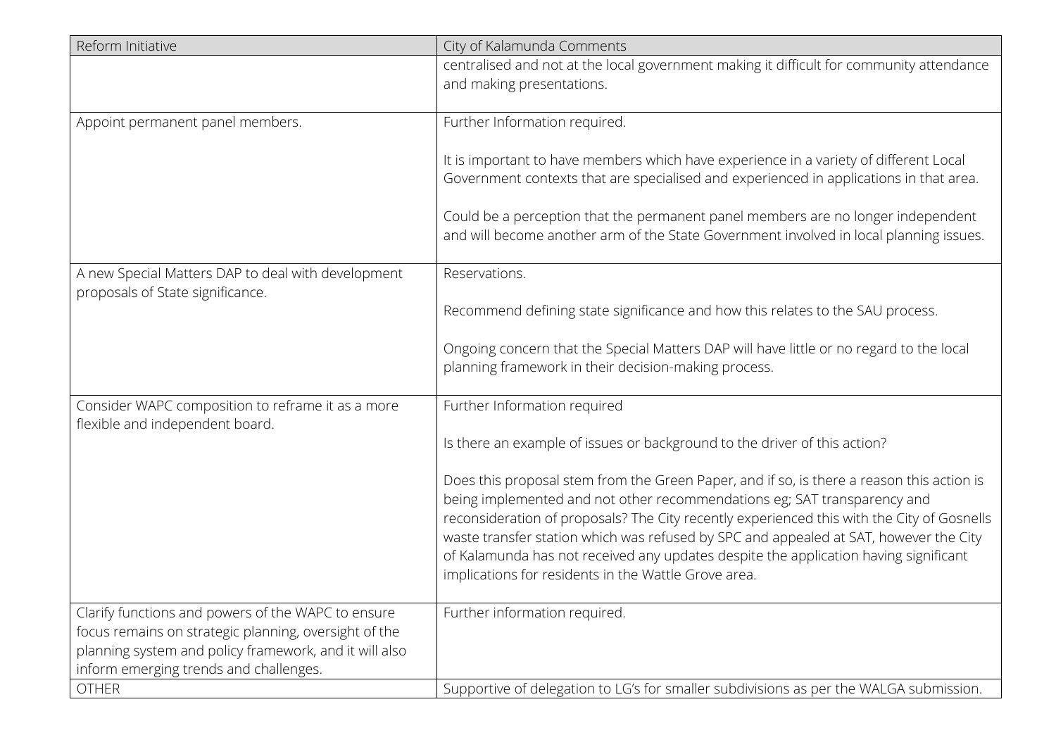| Reform Initiative | City of Kalamunda Comments |
| --- | --- |
| | centralised and not at the local government making it difficult for community attendance and making presentations. |
| Appoint permanent panel members. | Further Information required.<br><br>It is important to have members which have experience in a variety of different Local Government contexts that are specialised and experienced in applications in that area.<br><br>Could be a perception that the permanent panel members are no longer independent and will become another arm of the State Government involved in local planning issues. |
| A new Special Matters DAP to deal with development proposals of State significance. | Reservations.<br><br>Recommend defining state significance and how this relates to the SAU process.<br><br>Ongoing concern that the Special Matters DAP will have little or no regard to the local planning framework in their decision-making process. |
| Consider WAPC composition to reframe it as a more flexible and independent board. | Further Information required<br><br>Is there an example of issues or background to the driver of this action?<br><br>Does this proposal stem from the Green Paper, and if so, is there a reason this action is being implemented and not other recommendations eg; SAT transparency and reconsideration of proposals? The City recently experienced this with the City of Gosnells waste transfer station which was refused by SPC and appealed at SAT, however the City of Kalamunda has not received any updates despite the application having significant implications for residents in the Wattle Grove area. |
| Clarify functions and powers of the WAPC to ensure focus remains on strategic planning, oversight of the planning system and policy framework, and it will also inform emerging trends and challenges. | Further information required. |
| OTHER | Supportive of delegation to LG's for smaller subdivisions as per the WALGA submission. |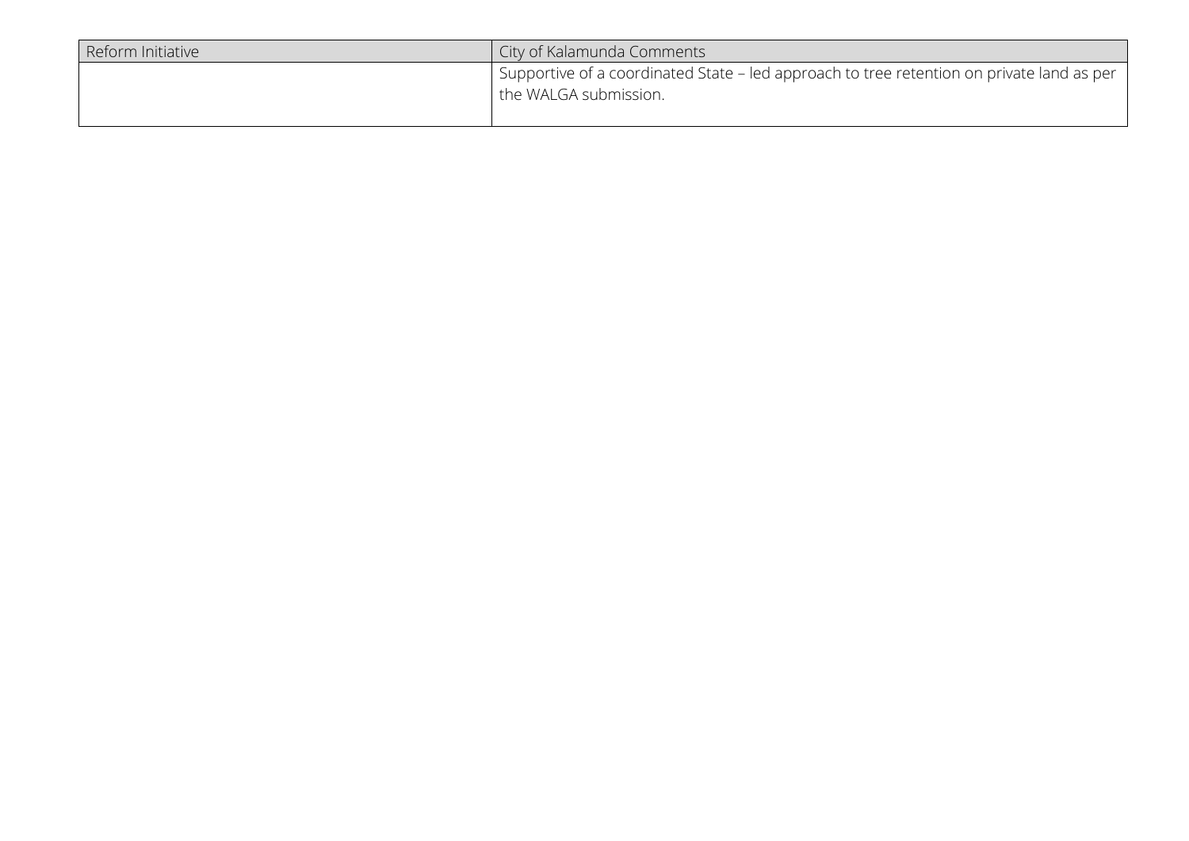| Reform Initiative | City of Kalamunda Comments |
| --- | --- |
| | Supportive of a coordinated State – led approach to tree retention on private land as per the WALGA submission. |